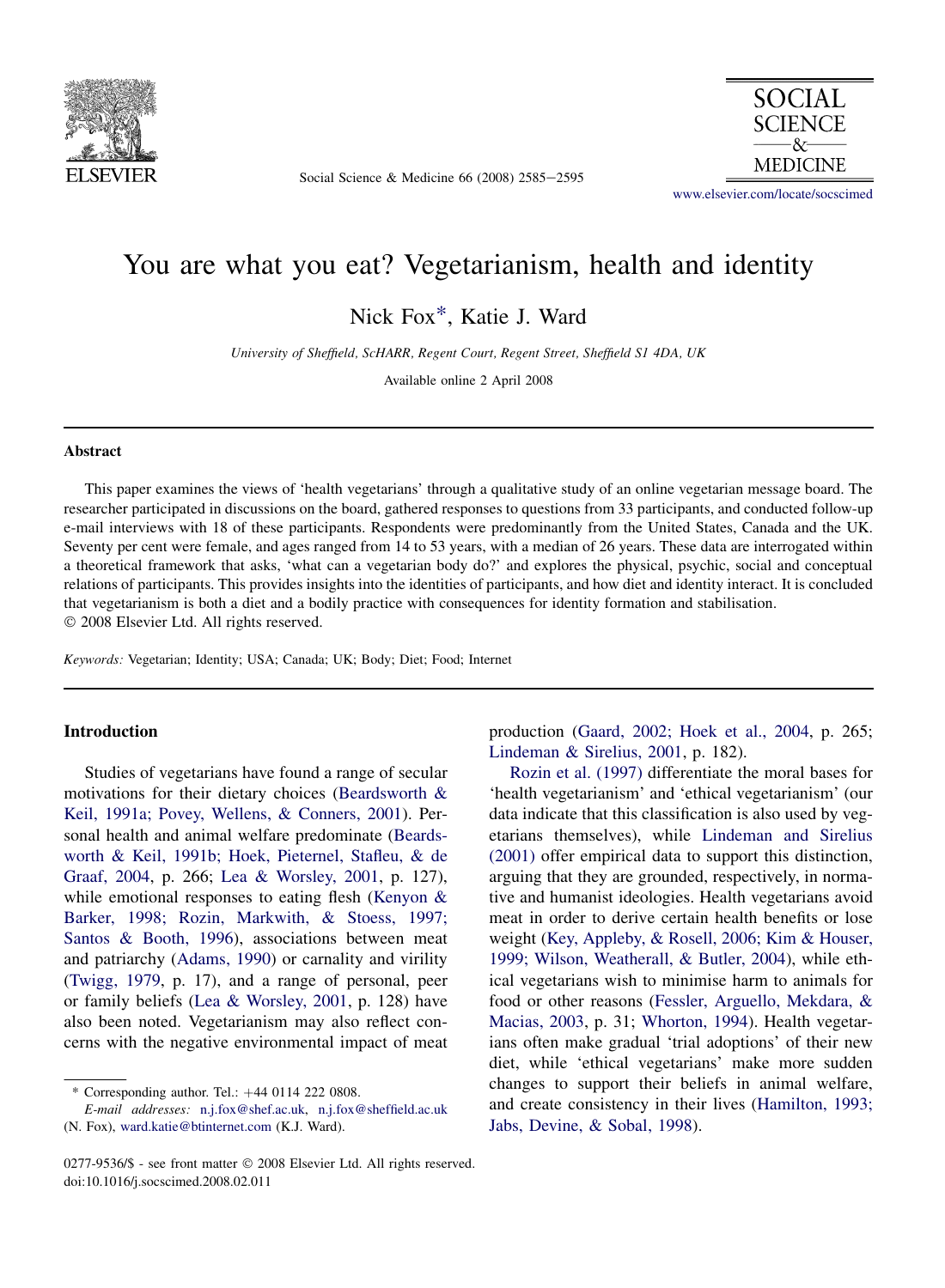# You are what you eat? Vegetarianism, health and identity

Nick Fox*, Katie J. Ward

*University of Sheffield, ScHARR, Regent Court, Regent Street, Sheffield S1 4DA, UK*

Available online 2 April 2008

## Abstract

This paper examines the views of 'health vegetarians' through a qualitative study of an online vegetarian message board. The researcher participated in discussions on the board, gathered responses to questions from 33 participants, and conducted follow-up e-mail interviews with 18 of these participants. Respondents were predominantly from the United States, Canada and the UK. Seventy per cent were female, and ages ranged from 14 to 53 years, with a median of 26 years. These data are interrogated within a theoretical framework that asks, 'what can a vegetarian body do?' and explores the physical, psychic, social and conceptual relations of participants. This provides insights into the identities of participants, and how diet and identity interact. It is concluded that vegetarianism is both a diet and a bodily practice with consequences for identity formation and stabilisation.
© 2008 Elsevier Ltd. All rights reserved.

*Keywords:* Vegetarian; Identity; USA; Canada; UK; Body; Diet; Food; Internet

## Introduction

Studies of vegetarians have found a range of secular motivations for their dietary choices (Beardsworth & Keil, 1991a; Povey, Wellens, & Conners, 2001). Personal health and animal welfare predominate (Beardsworth & Keil, 1991b; Hoek, Pieternel, Stafleu, & de Graaf, 2004, p. 266; Lea & Worsley, 2001, p. 127), while emotional responses to eating flesh (Kenyon & Barker, 1998; Rozin, Markwith, & Stoess, 1997; Santos & Booth, 1996), associations between meat and patriarchy (Adams, 1990) or carnality and virility (Twigg, 1979, p. 17), and a range of personal, peer or family beliefs (Lea & Worsley, 2001, p. 128) have also been noted. Vegetarianism may also reflect concerns with the negative environmental impact of meat production (Gaard, 2002; Hoek et al., 2004, p. 265; Lindeman & Sirelius, 2001, p. 182).

Rozin et al. (1997) differentiate the moral bases for 'health vegetarianism' and 'ethical vegetarianism' (our data indicate that this classification is also used by vegetarians themselves), while Lindeman and Sirelius (2001) offer empirical data to support this distinction, arguing that they are grounded, respectively, in normative and humanist ideologies. Health vegetarians avoid meat in order to derive certain health benefits or lose weight (Key, Appleby, & Rosell, 2006; Kim & Houser, 1999; Wilson, Weatherall, & Butler, 2004), while ethical vegetarians wish to minimise harm to animals for food or other reasons (Fessler, Arguello, Mekdara, & Macias, 2003, p. 31; Whorton, 1994). Health vegetarians often make gradual 'trial adoptions' of their new diet, while 'ethical vegetarians' make more sudden changes to support their beliefs in animal welfare, and create consistency in their lives (Hamilton, 1993; Jabs, Devine, & Sobal, 1998).

\* Corresponding author. Tel.: +44 0114 222 0808.
*E-mail addresses:* n.j.fox@shef.ac.uk, n.j.fox@sheffield.ac.uk (N. Fox), ward.katie@btinternet.com (K.J. Ward).

0277-9536/$ - see front matter © 2008 Elsevier Ltd. All rights reserved.
doi:10.1016/j.socscimed.2008.02.011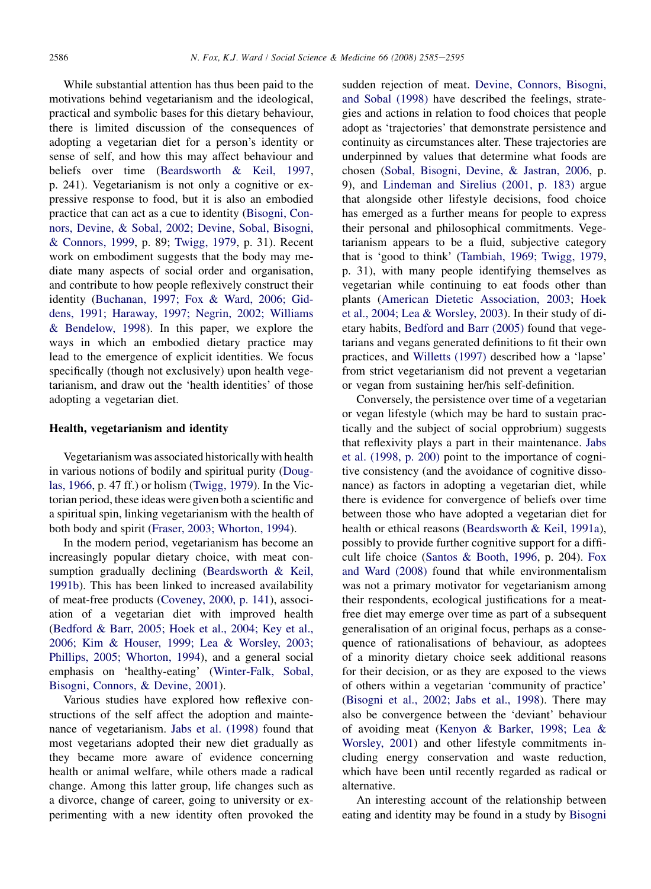While substantial attention has thus been paid to the motivations behind vegetarianism and the ideological, practical and symbolic bases for this dietary behaviour, there is limited discussion of the consequences of adopting a vegetarian diet for a person's identity or sense of self, and how this may affect behaviour and beliefs over time (Beardsworth & Keil, 1997, p. 241). Vegetarianism is not only a cognitive or expressive response to food, but it is also an embodied practice that can act as a cue to identity (Bisogni, Connors, Devine, & Sobal, 2002; Devine, Sobal, Bisogni, & Connors, 1999, p. 89; Twigg, 1979, p. 31). Recent work on embodiment suggests that the body may mediate many aspects of social order and organisation, and contribute to how people reflexively construct their identity (Buchanan, 1997; Fox & Ward, 2006; Giddens, 1991; Haraway, 1997; Negrin, 2002; Williams & Bendelow, 1998). In this paper, we explore the ways in which an embodied dietary practice may lead to the emergence of explicit identities. We focus specifically (though not exclusively) upon health vegetarianism, and draw out the 'health identities' of those adopting a vegetarian diet.

## Health, vegetarianism and identity

Vegetarianism was associated historically with health in various notions of bodily and spiritual purity (Douglas, 1966, p. 47 ff.) or holism (Twigg, 1979). In the Victorian period, these ideas were given both a scientific and a spiritual spin, linking vegetarianism with the health of both body and spirit (Fraser, 2003; Whorton, 1994).

In the modern period, vegetarianism has become an increasingly popular dietary choice, with meat consumption gradually declining (Beardsworth & Keil, 1991b). This has been linked to increased availability of meat-free products (Coveney, 2000, p. 141), association of a vegetarian diet with improved health (Bedford & Barr, 2005; Hoek et al., 2004; Key et al., 2006; Kim & Houser, 1999; Lea & Worsley, 2003; Phillips, 2005; Whorton, 1994), and a general social emphasis on 'healthy-eating' (Winter-Falk, Sobal, Bisogni, Connors, & Devine, 2001).

Various studies have explored how reflexive constructions of the self affect the adoption and maintenance of vegetarianism. Jabs et al. (1998) found that most vegetarians adopted their new diet gradually as they became more aware of evidence concerning health or animal welfare, while others made a radical change. Among this latter group, life changes such as a divorce, change of career, going to university or experimenting with a new identity often provoked the sudden rejection of meat. Devine, Connors, Bisogni, and Sobal (1998) have described the feelings, strategies and actions in relation to food choices that people adopt as 'trajectories' that demonstrate persistence and continuity as circumstances alter. These trajectories are underpinned by values that determine what foods are chosen (Sobal, Bisogni, Devine, & Jastran, 2006, p. 9), and Lindeman and Sirelius (2001, p. 183) argue that alongside other lifestyle decisions, food choice has emerged as a further means for people to express their personal and philosophical commitments. Vegetarianism appears to be a fluid, subjective category that is 'good to think' (Tambiah, 1969; Twigg, 1979, p. 31), with many people identifying themselves as vegetarian while continuing to eat foods other than plants (American Dietetic Association, 2003; Hoek et al., 2004; Lea & Worsley, 2003). In their study of dietary habits, Bedford and Barr (2005) found that vegetarians and vegans generated definitions to fit their own practices, and Willetts (1997) described how a 'lapse' from strict vegetarianism did not prevent a vegetarian or vegan from sustaining her/his self-definition.

Conversely, the persistence over time of a vegetarian or vegan lifestyle (which may be hard to sustain practically and the subject of social opprobrium) suggests that reflexivity plays a part in their maintenance. Jabs et al. (1998, p. 200) point to the importance of cognitive consistency (and the avoidance of cognitive dissonance) as factors in adopting a vegetarian diet, while there is evidence for convergence of beliefs over time between those who have adopted a vegetarian diet for health or ethical reasons (Beardsworth & Keil, 1991a), possibly to provide further cognitive support for a difficult life choice (Santos & Booth, 1996, p. 204). Fox and Ward (2008) found that while environmentalism was not a primary motivator for vegetarianism among their respondents, ecological justifications for a meat-free diet may emerge over time as part of a subsequent generalisation of an original focus, perhaps as a consequence of rationalisations of behaviour, as adoptees of a minority dietary choice seek additional reasons for their decision, or as they are exposed to the views of others within a vegetarian 'community of practice' (Bisogni et al., 2002; Jabs et al., 1998). There may also be convergence between the 'deviant' behaviour of avoiding meat (Kenyon & Barker, 1998; Lea & Worsley, 2001) and other lifestyle commitments including energy conservation and waste reduction, which have been until recently regarded as radical or alternative.

An interesting account of the relationship between eating and identity may be found in a study by Bisogni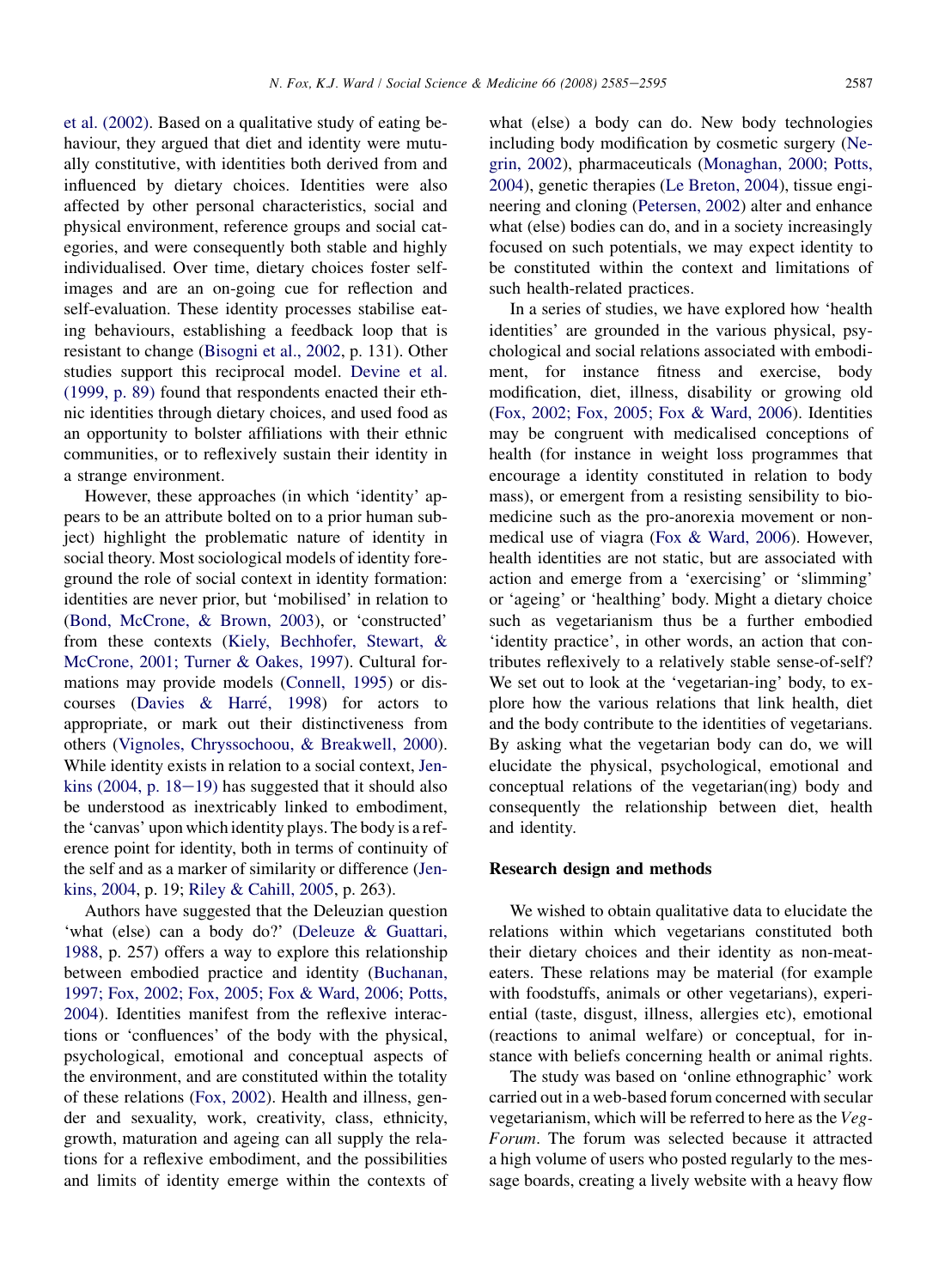et al. (2002). Based on a qualitative study of eating behaviour, they argued that diet and identity were mutually constitutive, with identities both derived from and influenced by dietary choices. Identities were also affected by other personal characteristics, social and physical environment, reference groups and social categories, and were consequently both stable and highly individualised. Over time, dietary choices foster self-images and are an on-going cue for reflection and self-evaluation. These identity processes stabilise eating behaviours, establishing a feedback loop that is resistant to change (Bisogni et al., 2002, p. 131). Other studies support this reciprocal model. Devine et al. (1999, p. 89) found that respondents enacted their ethnic identities through dietary choices, and used food as an opportunity to bolster affiliations with their ethnic communities, or to reflexively sustain their identity in a strange environment.

However, these approaches (in which 'identity' appears to be an attribute bolted on to a prior human subject) highlight the problematic nature of identity in social theory. Most sociological models of identity foreground the role of social context in identity formation: identities are never prior, but 'mobilised' in relation to (Bond, McCrone, & Brown, 2003), or 'constructed' from these contexts (Kiely, Bechhofer, Stewart, & McCrone, 2001; Turner & Oakes, 1997). Cultural formations may provide models (Connell, 1995) or discourses (Davies & Harré, 1998) for actors to appropriate, or mark out their distinctiveness from others (Vignoles, Chryssochoou, & Breakwell, 2000). While identity exists in relation to a social context, Jenkins (2004, p. 18−19) has suggested that it should also be understood as inextricably linked to embodiment, the 'canvas' upon which identity plays. The body is a reference point for identity, both in terms of continuity of the self and as a marker of similarity or difference (Jenkins, 2004, p. 19; Riley & Cahill, 2005, p. 263).

Authors have suggested that the Deleuzian question 'what (else) can a body do?' (Deleuze & Guattari, 1988, p. 257) offers a way to explore this relationship between embodied practice and identity (Buchanan, 1997; Fox, 2002; Fox, 2005; Fox & Ward, 2006; Potts, 2004). Identities manifest from the reflexive interactions or 'confluences' of the body with the physical, psychological, emotional and conceptual aspects of the environment, and are constituted within the totality of these relations (Fox, 2002). Health and illness, gender and sexuality, work, creativity, class, ethnicity, growth, maturation and ageing can all supply the relations for a reflexive embodiment, and the possibilities and limits of identity emerge within the contexts of what (else) a body can do. New body technologies including body modification by cosmetic surgery (Negrin, 2002), pharmaceuticals (Monaghan, 2000; Potts, 2004), genetic therapies (Le Breton, 2004), tissue engineering and cloning (Petersen, 2002) alter and enhance what (else) bodies can do, and in a society increasingly focused on such potentials, we may expect identity to be constituted within the context and limitations of such health-related practices.

In a series of studies, we have explored how 'health identities' are grounded in the various physical, psychological and social relations associated with embodiment, for instance fitness and exercise, body modification, diet, illness, disability or growing old (Fox, 2002; Fox, 2005; Fox & Ward, 2006). Identities may be congruent with medicalised conceptions of health (for instance in weight loss programmes that encourage a identity constituted in relation to body mass), or emergent from a resisting sensibility to biomedicine such as the pro-anorexia movement or non-medical use of viagra (Fox & Ward, 2006). However, health identities are not static, but are associated with action and emerge from a 'exercising' or 'slimming' or 'ageing' or 'healthing' body. Might a dietary choice such as vegetarianism thus be a further embodied 'identity practice', in other words, an action that contributes reflexively to a relatively stable sense-of-self? We set out to look at the 'vegetarian-ing' body, to explore how the various relations that link health, diet and the body contribute to the identities of vegetarians. By asking what the vegetarian body can do, we will elucidate the physical, psychological, emotional and conceptual relations of the vegetarian(ing) body and consequently the relationship between diet, health and identity.

## Research design and methods

We wished to obtain qualitative data to elucidate the relations within which vegetarians constituted both their dietary choices and their identity as non-meat-eaters. These relations may be material (for example with foodstuffs, animals or other vegetarians), experiential (taste, disgust, illness, allergies etc), emotional (reactions to animal welfare) or conceptual, for instance with beliefs concerning health or animal rights.

The study was based on 'online ethnographic' work carried out in a web-based forum concerned with secular vegetarianism, which will be referred to here as the *Veg-Forum*. The forum was selected because it attracted a high volume of users who posted regularly to the message boards, creating a lively website with a heavy flow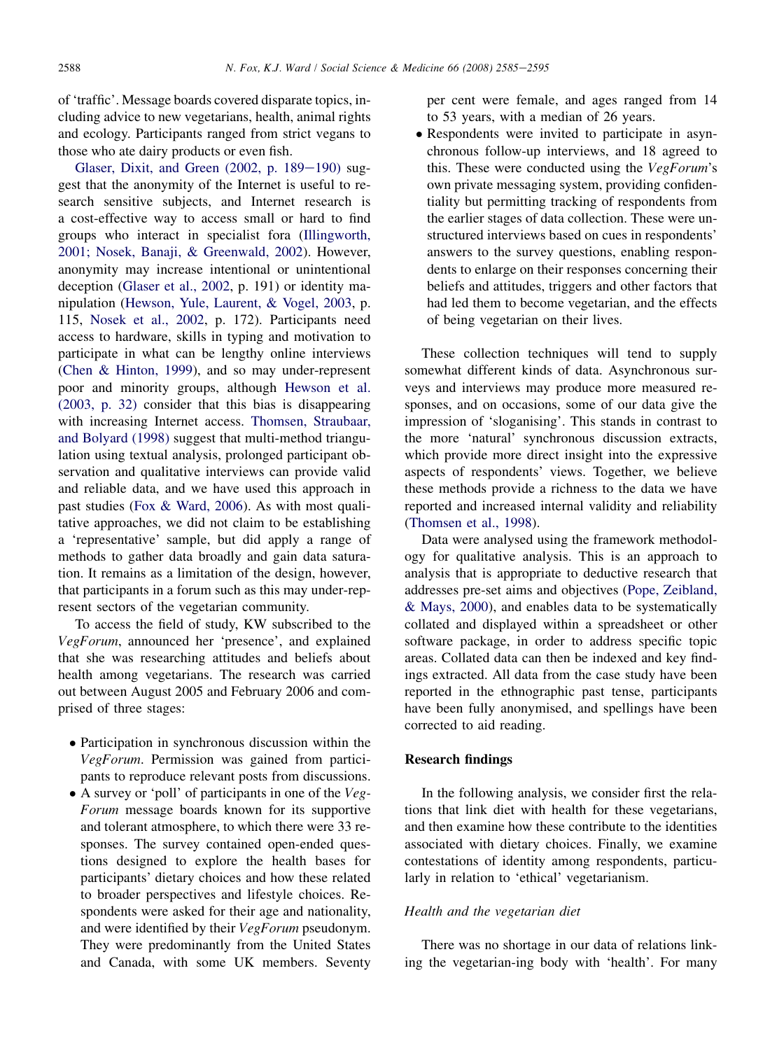of 'traffic'. Message boards covered disparate topics, including advice to new vegetarians, health, animal rights and ecology. Participants ranged from strict vegans to those who ate dairy products or even fish.

Glaser, Dixit, and Green (2002, p. 189–190) suggest that the anonymity of the Internet is useful to research sensitive subjects, and Internet research is a cost-effective way to access small or hard to find groups who interact in specialist fora (Illingworth, 2001; Nosek, Banaji, & Greenwald, 2002). However, anonymity may increase intentional or unintentional deception (Glaser et al., 2002, p. 191) or identity manipulation (Hewson, Yule, Laurent, & Vogel, 2003, p. 115, Nosek et al., 2002, p. 172). Participants need access to hardware, skills in typing and motivation to participate in what can be lengthy online interviews (Chen & Hinton, 1999), and so may under-represent poor and minority groups, although Hewson et al. (2003, p. 32) consider that this bias is disappearing with increasing Internet access. Thomsen, Straubaar, and Bolyard (1998) suggest that multi-method triangulation using textual analysis, prolonged participant observation and qualitative interviews can provide valid and reliable data, and we have used this approach in past studies (Fox & Ward, 2006). As with most qualitative approaches, we did not claim to be establishing a 'representative' sample, but did apply a range of methods to gather data broadly and gain data saturation. It remains as a limitation of the design, however, that participants in a forum such as this may under-represent sectors of the vegetarian community.

To access the field of study, KW subscribed to the *VegForum*, announced her 'presence', and explained that she was researching attitudes and beliefs about health among vegetarians. The research was carried out between August 2005 and February 2006 and comprised of three stages:

- Participation in synchronous discussion within the *VegForum*. Permission was gained from participants to reproduce relevant posts from discussions.
- A survey or 'poll' of participants in one of the *VegForum* message boards known for its supportive and tolerant atmosphere, to which there were 33 responses. The survey contained open-ended questions designed to explore the health bases for participants' dietary choices and how these related to broader perspectives and lifestyle choices. Respondents were asked for their age and nationality, and were identified by their *VegForum* pseudonym. They were predominantly from the United States and Canada, with some UK members. Seventy per cent were female, and ages ranged from 14 to 53 years, with a median of 26 years.
- Respondents were invited to participate in asynchronous follow-up interviews, and 18 agreed to this. These were conducted using the *VegForum*'s own private messaging system, providing confidentiality but permitting tracking of respondents from the earlier stages of data collection. These were unstructured interviews based on cues in respondents' answers to the survey questions, enabling respondents to enlarge on their responses concerning their beliefs and attitudes, triggers and other factors that had led them to become vegetarian, and the effects of being vegetarian on their lives.

These collection techniques will tend to supply somewhat different kinds of data. Asynchronous surveys and interviews may produce more measured responses, and on occasions, some of our data give the impression of 'sloganising'. This stands in contrast to the more 'natural' synchronous discussion extracts, which provide more direct insight into the expressive aspects of respondents' views. Together, we believe these methods provide a richness to the data we have reported and increased internal validity and reliability (Thomsen et al., 1998).

Data were analysed using the framework methodology for qualitative analysis. This is an approach to analysis that is appropriate to deductive research that addresses pre-set aims and objectives (Pope, Zeibland, & Mays, 2000), and enables data to be systematically collated and displayed within a spreadsheet or other software package, in order to address specific topic areas. Collated data can then be indexed and key findings extracted. All data from the case study have been reported in the ethnographic past tense, participants have been fully anonymised, and spellings have been corrected to aid reading.

## Research findings

In the following analysis, we consider first the relations that link diet with health for these vegetarians, and then examine how these contribute to the identities associated with dietary choices. Finally, we examine contestations of identity among respondents, particularly in relation to 'ethical' vegetarianism.

### *Health and the vegetarian diet*

There was no shortage in our data of relations linking the vegetarian-ing body with 'health'. For many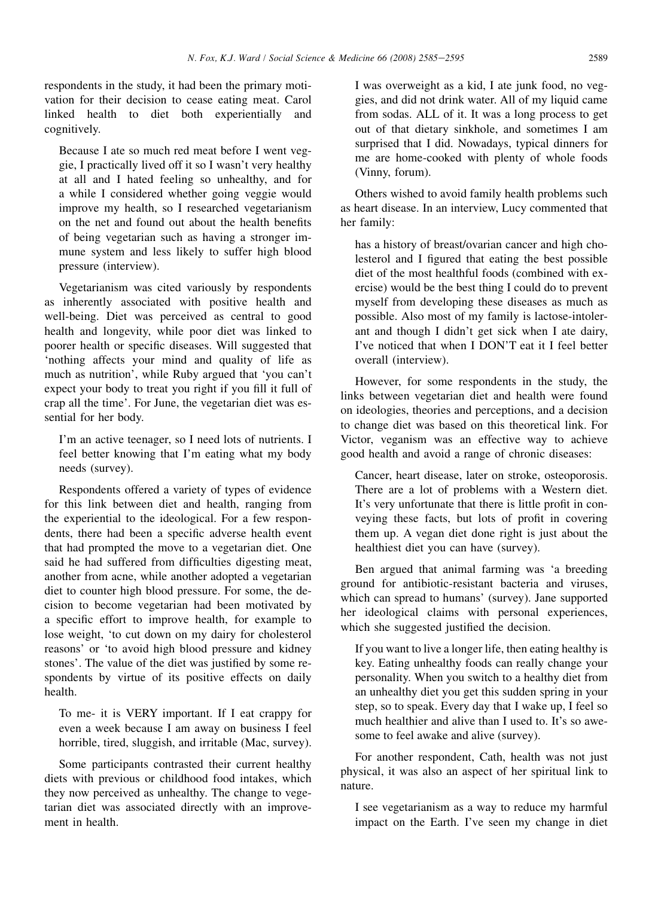respondents in the study, it had been the primary motivation for their decision to cease eating meat. Carol linked health to diet both experientially and cognitively.

> Because I ate so much red meat before I went veggie, I practically lived off it so I wasn't very healthy at all and I hated feeling so unhealthy, and for a while I considered whether going veggie would improve my health, so I researched vegetarianism on the net and found out about the health benefits of being vegetarian such as having a stronger immune system and less likely to suffer high blood pressure (interview).

Vegetarianism was cited variously by respondents as inherently associated with positive health and well-being. Diet was perceived as central to good health and longevity, while poor diet was linked to poorer health or specific diseases. Will suggested that 'nothing affects your mind and quality of life as much as nutrition', while Ruby argued that 'you can't expect your body to treat you right if you fill it full of crap all the time'. For June, the vegetarian diet was essential for her body.

> I'm an active teenager, so I need lots of nutrients. I feel better knowing that I'm eating what my body needs (survey).

Respondents offered a variety of types of evidence for this link between diet and health, ranging from the experiential to the ideological. For a few respondents, there had been a specific adverse health event that had prompted the move to a vegetarian diet. One said he had suffered from difficulties digesting meat, another from acne, while another adopted a vegetarian diet to counter high blood pressure. For some, the decision to become vegetarian had been motivated by a specific effort to improve health, for example to lose weight, 'to cut down on my dairy for cholesterol reasons' or 'to avoid high blood pressure and kidney stones'. The value of the diet was justified by some respondents by virtue of its positive effects on daily health.

> To me- it is VERY important. If I eat crappy for even a week because I am away on business I feel horrible, tired, sluggish, and irritable (Mac, survey).

Some participants contrasted their current healthy diets with previous or childhood food intakes, which they now perceived as unhealthy. The change to vegetarian diet was associated directly with an improvement in health.

> I was overweight as a kid, I ate junk food, no veggies, and did not drink water. All of my liquid came from sodas. ALL of it. It was a long process to get out of that dietary sinkhole, and sometimes I am surprised that I did. Nowadays, typical dinners for me are home-cooked with plenty of whole foods (Vinny, forum).

Others wished to avoid family health problems such as heart disease. In an interview, Lucy commented that her family:

> has a history of breast/ovarian cancer and high cholesterol and I figured that eating the best possible diet of the most healthful foods (combined with exercise) would be the best thing I could do to prevent myself from developing these diseases as much as possible. Also most of my family is lactose-intolerant and though I didn't get sick when I ate dairy, I've noticed that when I DON'T eat it I feel better overall (interview).

However, for some respondents in the study, the links between vegetarian diet and health were found on ideologies, theories and perceptions, and a decision to change diet was based on this theoretical link. For Victor, veganism was an effective way to achieve good health and avoid a range of chronic diseases:

> Cancer, heart disease, later on stroke, osteoporosis. There are a lot of problems with a Western diet. It's very unfortunate that there is little profit in conveying these facts, but lots of profit in covering them up. A vegan diet done right is just about the healthiest diet you can have (survey).

Ben argued that animal farming was 'a breeding ground for antibiotic-resistant bacteria and viruses, which can spread to humans' (survey). Jane supported her ideological claims with personal experiences, which she suggested justified the decision.

> If you want to live a longer life, then eating healthy is key. Eating unhealthy foods can really change your personality. When you switch to a healthy diet from an unhealthy diet you get this sudden spring in your step, so to speak. Every day that I wake up, I feel so much healthier and alive than I used to. It's so awesome to feel awake and alive (survey).

For another respondent, Cath, health was not just physical, it was also an aspect of her spiritual link to nature.

> I see vegetarianism as a way to reduce my harmful impact on the Earth. I've seen my change in diet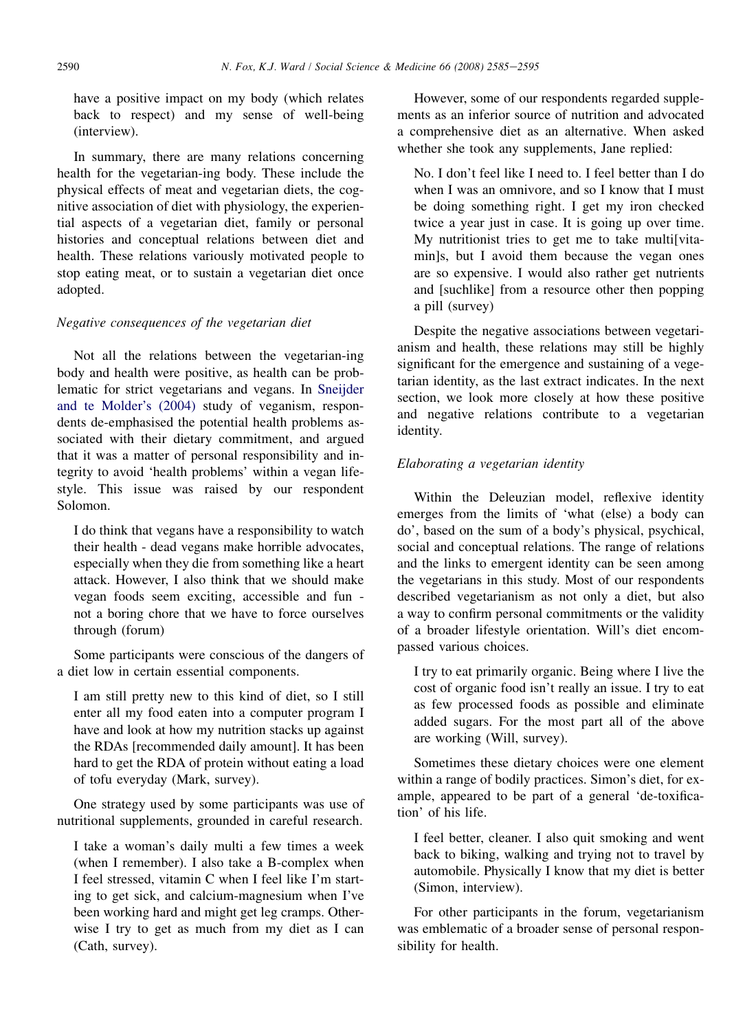have a positive impact on my body (which relates back to respect) and my sense of well-being (interview).

In summary, there are many relations concerning health for the vegetarian-ing body. These include the physical effects of meat and vegetarian diets, the cognitive association of diet with physiology, the experiential aspects of a vegetarian diet, family or personal histories and conceptual relations between diet and health. These relations variously motivated people to stop eating meat, or to sustain a vegetarian diet once adopted.

### *Negative consequences of the vegetarian diet*

Not all the relations between the vegetarian-ing body and health were positive, as health can be problematic for strict vegetarians and vegans. In Sneijder and te Molder's (2004) study of veganism, respondents de-emphasised the potential health problems associated with their dietary commitment, and argued that it was a matter of personal responsibility and integrity to avoid 'health problems' within a vegan lifestyle. This issue was raised by our respondent Solomon.

> I do think that vegans have a responsibility to watch their health - dead vegans make horrible advocates, especially when they die from something like a heart attack. However, I also think that we should make vegan foods seem exciting, accessible and fun - not a boring chore that we have to force ourselves through (forum)

Some participants were conscious of the dangers of a diet low in certain essential components.

> I am still pretty new to this kind of diet, so I still enter all my food eaten into a computer program I have and look at how my nutrition stacks up against the RDAs [recommended daily amount]. It has been hard to get the RDA of protein without eating a load of tofu everyday (Mark, survey).

One strategy used by some participants was use of nutritional supplements, grounded in careful research.

> I take a woman's daily multi a few times a week (when I remember). I also take a B-complex when I feel stressed, vitamin C when I feel like I'm starting to get sick, and calcium-magnesium when I've been working hard and might get leg cramps. Otherwise I try to get as much from my diet as I can (Cath, survey).

However, some of our respondents regarded supplements as an inferior source of nutrition and advocated a comprehensive diet as an alternative. When asked whether she took any supplements, Jane replied:

> No. I don't feel like I need to. I feel better than I do when I was an omnivore, and so I know that I must be doing something right. I get my iron checked twice a year just in case. It is going up over time. My nutritionist tries to get me to take multi[vitamin]s, but I avoid them because the vegan ones are so expensive. I would also rather get nutrients and [suchlike] from a resource other then popping a pill (survey)

Despite the negative associations between vegetarianism and health, these relations may still be highly significant for the emergence and sustaining of a vegetarian identity, as the last extract indicates. In the next section, we look more closely at how these positive and negative relations contribute to a vegetarian identity.

### *Elaborating a vegetarian identity*

Within the Deleuzian model, reflexive identity emerges from the limits of 'what (else) a body can do', based on the sum of a body's physical, psychical, social and conceptual relations. The range of relations and the links to emergent identity can be seen among the vegetarians in this study. Most of our respondents described vegetarianism as not only a diet, but also a way to confirm personal commitments or the validity of a broader lifestyle orientation. Will's diet encompassed various choices.

> I try to eat primarily organic. Being where I live the cost of organic food isn't really an issue. I try to eat as few processed foods as possible and eliminate added sugars. For the most part all of the above are working (Will, survey).

Sometimes these dietary choices were one element within a range of bodily practices. Simon's diet, for example, appeared to be part of a general 'de-toxification' of his life.

> I feel better, cleaner. I also quit smoking and went back to biking, walking and trying not to travel by automobile. Physically I know that my diet is better (Simon, interview).

For other participants in the forum, vegetarianism was emblematic of a broader sense of personal responsibility for health.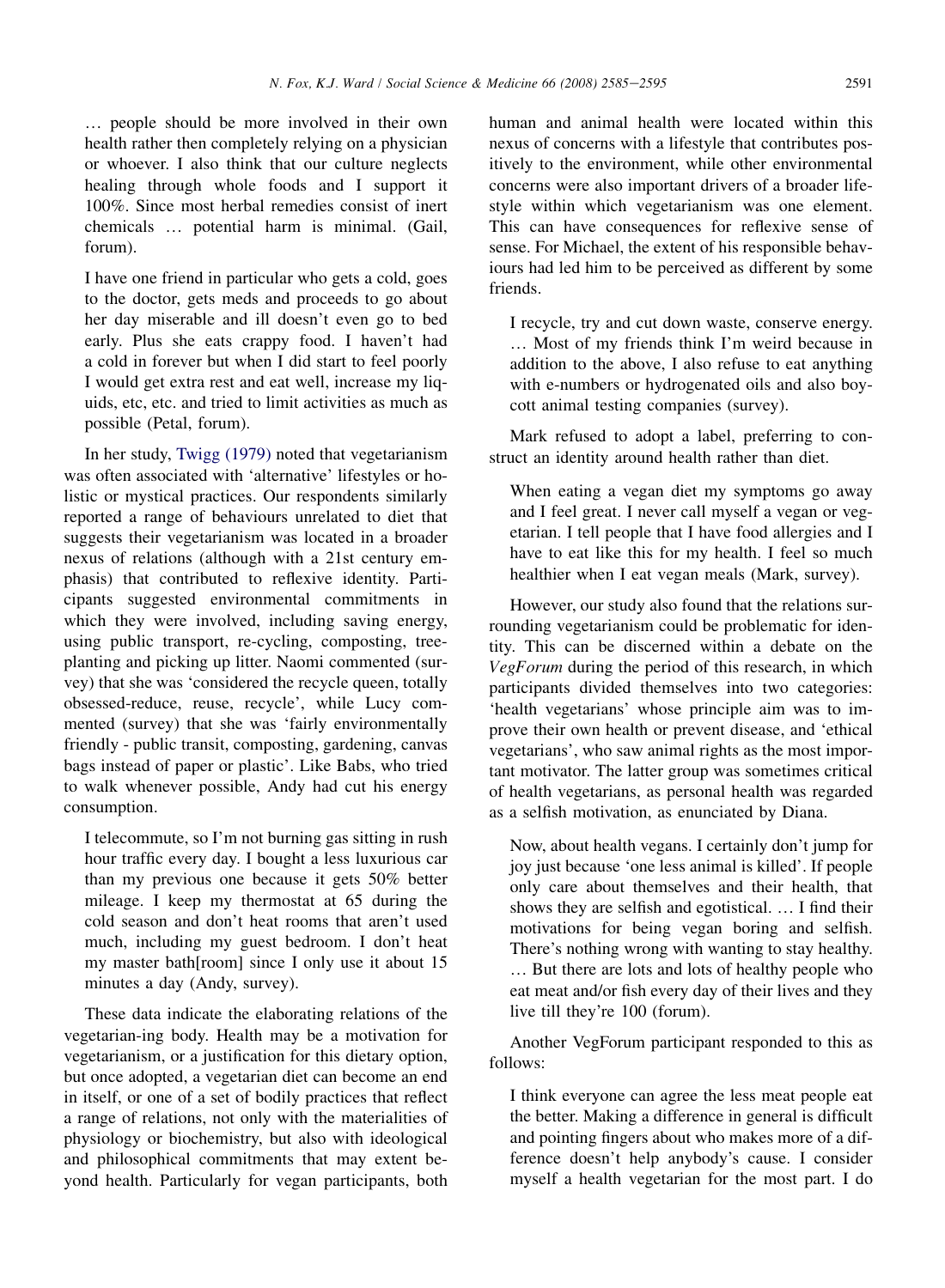… people should be more involved in their own health rather then completely relying on a physician or whoever. I also think that our culture neglects healing through whole foods and I support it 100%. Since most herbal remedies consist of inert chemicals … potential harm is minimal. (Gail, forum).

I have one friend in particular who gets a cold, goes to the doctor, gets meds and proceeds to go about her day miserable and ill doesn't even go to bed early. Plus she eats crappy food. I haven't had a cold in forever but when I did start to feel poorly I would get extra rest and eat well, increase my liquids, etc, etc. and tried to limit activities as much as possible (Petal, forum).

In her study, Twigg (1979) noted that vegetarianism was often associated with 'alternative' lifestyles or holistic or mystical practices. Our respondents similarly reported a range of behaviours unrelated to diet that suggests their vegetarianism was located in a broader nexus of relations (although with a 21st century emphasis) that contributed to reflexive identity. Participants suggested environmental commitments in which they were involved, including saving energy, using public transport, re-cycling, composting, tree-planting and picking up litter. Naomi commented (survey) that she was 'considered the recycle queen, totally obsessed-reduce, reuse, recycle', while Lucy commented (survey) that she was 'fairly environmentally friendly - public transit, composting, gardening, canvas bags instead of paper or plastic'. Like Babs, who tried to walk whenever possible, Andy had cut his energy consumption.

I telecommute, so I'm not burning gas sitting in rush hour traffic every day. I bought a less luxurious car than my previous one because it gets 50% better mileage. I keep my thermostat at 65 during the cold season and don't heat rooms that aren't used much, including my guest bedroom. I don't heat my master bath[room] since I only use it about 15 minutes a day (Andy, survey).

These data indicate the elaborating relations of the vegetarian-ing body. Health may be a motivation for vegetarianism, or a justification for this dietary option, but once adopted, a vegetarian diet can become an end in itself, or one of a set of bodily practices that reflect a range of relations, not only with the materialities of physiology or biochemistry, but also with ideological and philosophical commitments that may extent beyond health. Particularly for vegan participants, both human and animal health were located within this nexus of concerns with a lifestyle that contributes positively to the environment, while other environmental concerns were also important drivers of a broader lifestyle within which vegetarianism was one element. This can have consequences for reflexive sense of sense. For Michael, the extent of his responsible behaviours had led him to be perceived as different by some friends.

I recycle, try and cut down waste, conserve energy. … Most of my friends think I'm weird because in addition to the above, I also refuse to eat anything with e-numbers or hydrogenated oils and also boycott animal testing companies (survey).

Mark refused to adopt a label, preferring to construct an identity around health rather than diet.

When eating a vegan diet my symptoms go away and I feel great. I never call myself a vegan or vegetarian. I tell people that I have food allergies and I have to eat like this for my health. I feel so much healthier when I eat vegan meals (Mark, survey).

However, our study also found that the relations surrounding vegetarianism could be problematic for identity. This can be discerned within a debate on the *VegForum* during the period of this research, in which participants divided themselves into two categories: 'health vegetarians' whose principle aim was to improve their own health or prevent disease, and 'ethical vegetarians', who saw animal rights as the most important motivator. The latter group was sometimes critical of health vegetarians, as personal health was regarded as a selfish motivation, as enunciated by Diana.

Now, about health vegans. I certainly don't jump for joy just because 'one less animal is killed'. If people only care about themselves and their health, that shows they are selfish and egotistical. … I find their motivations for being vegan boring and selfish. There's nothing wrong with wanting to stay healthy. … But there are lots and lots of healthy people who eat meat and/or fish every day of their lives and they live till they're 100 (forum).

Another VegForum participant responded to this as follows:

I think everyone can agree the less meat people eat the better. Making a difference in general is difficult and pointing fingers about who makes more of a difference doesn't help anybody's cause. I consider myself a health vegetarian for the most part. I do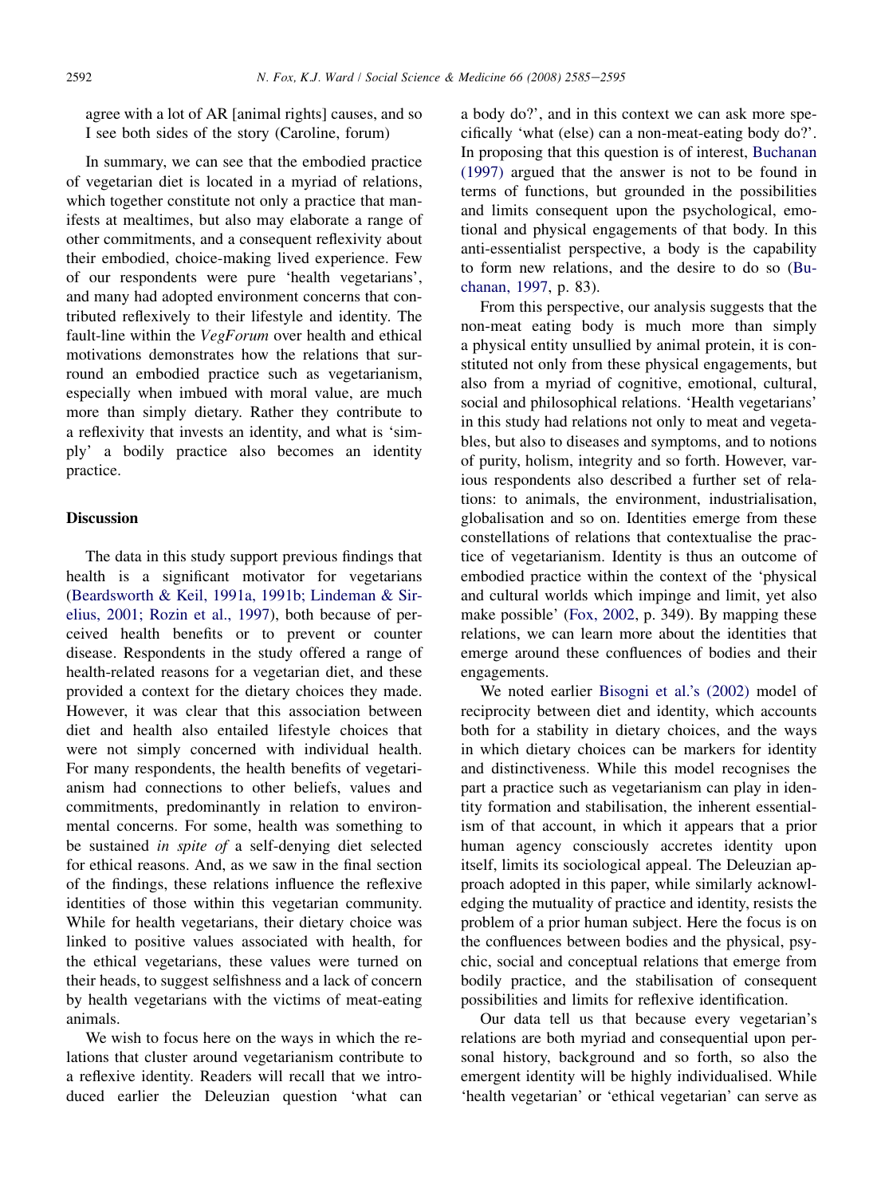agree with a lot of AR [animal rights] causes, and so I see both sides of the story (Caroline, forum)

In summary, we can see that the embodied practice of vegetarian diet is located in a myriad of relations, which together constitute not only a practice that manifests at mealtimes, but also may elaborate a range of other commitments, and a consequent reflexivity about their embodied, choice-making lived experience. Few of our respondents were pure 'health vegetarians', and many had adopted environment concerns that contributed reflexively to their lifestyle and identity. The fault-line within the *VegForum* over health and ethical motivations demonstrates how the relations that surround an embodied practice such as vegetarianism, especially when imbued with moral value, are much more than simply dietary. Rather they contribute to a reflexivity that invests an identity, and what is 'simply' a bodily practice also becomes an identity practice.

## Discussion

The data in this study support previous findings that health is a significant motivator for vegetarians (Beardsworth & Keil, 1991a, 1991b; Lindeman & Sirelius, 2001; Rozin et al., 1997), both because of perceived health benefits or to prevent or counter disease. Respondents in the study offered a range of health-related reasons for a vegetarian diet, and these provided a context for the dietary choices they made. However, it was clear that this association between diet and health also entailed lifestyle choices that were not simply concerned with individual health. For many respondents, the health benefits of vegetarianism had connections to other beliefs, values and commitments, predominantly in relation to environmental concerns. For some, health was something to be sustained *in spite of* a self-denying diet selected for ethical reasons. And, as we saw in the final section of the findings, these relations influence the reflexive identities of those within this vegetarian community. While for health vegetarians, their dietary choice was linked to positive values associated with health, for the ethical vegetarians, these values were turned on their heads, to suggest selfishness and a lack of concern by health vegetarians with the victims of meat-eating animals.

We wish to focus here on the ways in which the relations that cluster around vegetarianism contribute to a reflexive identity. Readers will recall that we introduced earlier the Deleuzian question 'what can a body do?', and in this context we can ask more specifically 'what (else) can a non-meat-eating body do?'. In proposing that this question is of interest, Buchanan (1997) argued that the answer is not to be found in terms of functions, but grounded in the possibilities and limits consequent upon the psychological, emotional and physical engagements of that body. In this anti-essentialist perspective, a body is the capability to form new relations, and the desire to do so (Buchanan, 1997, p. 83).

From this perspective, our analysis suggests that the non-meat eating body is much more than simply a physical entity unsullied by animal protein, it is constituted not only from these physical engagements, but also from a myriad of cognitive, emotional, cultural, social and philosophical relations. 'Health vegetarians' in this study had relations not only to meat and vegetables, but also to diseases and symptoms, and to notions of purity, holism, integrity and so forth. However, various respondents also described a further set of relations: to animals, the environment, industrialisation, globalisation and so on. Identities emerge from these constellations of relations that contextualise the practice of vegetarianism. Identity is thus an outcome of embodied practice within the context of the 'physical and cultural worlds which impinge and limit, yet also make possible' (Fox, 2002, p. 349). By mapping these relations, we can learn more about the identities that emerge around these confluences of bodies and their engagements.

We noted earlier Bisogni et al.'s (2002) model of reciprocity between diet and identity, which accounts both for a stability in dietary choices, and the ways in which dietary choices can be markers for identity and distinctiveness. While this model recognises the part a practice such as vegetarianism can play in identity formation and stabilisation, the inherent essentialism of that account, in which it appears that a prior human agency consciously accretes identity upon itself, limits its sociological appeal. The Deleuzian approach adopted in this paper, while similarly acknowledging the mutuality of practice and identity, resists the problem of a prior human subject. Here the focus is on the confluences between bodies and the physical, psychic, social and conceptual relations that emerge from bodily practice, and the stabilisation of consequent possibilities and limits for reflexive identification.

Our data tell us that because every vegetarian's relations are both myriad and consequential upon personal history, background and so forth, so also the emergent identity will be highly individualised. While 'health vegetarian' or 'ethical vegetarian' can serve as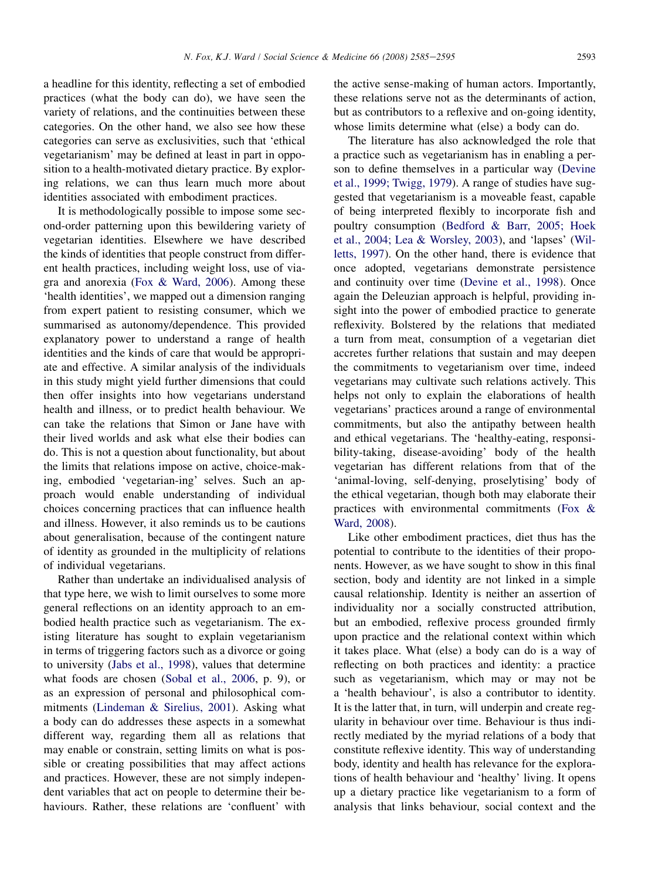a headline for this identity, reflecting a set of embodied practices (what the body can do), we have seen the variety of relations, and the continuities between these categories. On the other hand, we also see how these categories can serve as exclusivities, such that 'ethical vegetarianism' may be defined at least in part in opposition to a health-motivated dietary practice. By exploring relations, we can thus learn much more about identities associated with embodiment practices.

It is methodologically possible to impose some second-order patterning upon this bewildering variety of vegetarian identities. Elsewhere we have described the kinds of identities that people construct from different health practices, including weight loss, use of viagra and anorexia (Fox & Ward, 2006). Among these 'health identities', we mapped out a dimension ranging from expert patient to resisting consumer, which we summarised as autonomy/dependence. This provided explanatory power to understand a range of health identities and the kinds of care that would be appropriate and effective. A similar analysis of the individuals in this study might yield further dimensions that could then offer insights into how vegetarians understand health and illness, or to predict health behaviour. We can take the relations that Simon or Jane have with their lived worlds and ask what else their bodies can do. This is not a question about functionality, but about the limits that relations impose on active, choice-making, embodied 'vegetarian-ing' selves. Such an approach would enable understanding of individual choices concerning practices that can influence health and illness. However, it also reminds us to be cautions about generalisation, because of the contingent nature of identity as grounded in the multiplicity of relations of individual vegetarians.

Rather than undertake an individualised analysis of that type here, we wish to limit ourselves to some more general reflections on an identity approach to an embodied health practice such as vegetarianism. The existing literature has sought to explain vegetarianism in terms of triggering factors such as a divorce or going to university (Jabs et al., 1998), values that determine what foods are chosen (Sobal et al., 2006, p. 9), or as an expression of personal and philosophical commitments (Lindeman & Sirelius, 2001). Asking what a body can do addresses these aspects in a somewhat different way, regarding them all as relations that may enable or constrain, setting limits on what is possible or creating possibilities that may affect actions and practices. However, these are not simply independent variables that act on people to determine their behaviours. Rather, these relations are 'confluent' with the active sense-making of human actors. Importantly, these relations serve not as the determinants of action, but as contributors to a reflexive and on-going identity, whose limits determine what (else) a body can do.

The literature has also acknowledged the role that a practice such as vegetarianism has in enabling a person to define themselves in a particular way (Devine et al., 1999; Twigg, 1979). A range of studies have suggested that vegetarianism is a moveable feast, capable of being interpreted flexibly to incorporate fish and poultry consumption (Bedford & Barr, 2005; Hoek et al., 2004; Lea & Worsley, 2003), and 'lapses' (Willetts, 1997). On the other hand, there is evidence that once adopted, vegetarians demonstrate persistence and continuity over time (Devine et al., 1998). Once again the Deleuzian approach is helpful, providing insight into the power of embodied practice to generate reflexivity. Bolstered by the relations that mediated a turn from meat, consumption of a vegetarian diet accretes further relations that sustain and may deepen the commitments to vegetarianism over time, indeed vegetarians may cultivate such relations actively. This helps not only to explain the elaborations of health vegetarians' practices around a range of environmental commitments, but also the antipathy between health and ethical vegetarians. The 'healthy-eating, responsibility-taking, disease-avoiding' body of the health vegetarian has different relations from that of the 'animal-loving, self-denying, proselytising' body of the ethical vegetarian, though both may elaborate their practices with environmental commitments (Fox & Ward, 2008).

Like other embodiment practices, diet thus has the potential to contribute to the identities of their proponents. However, as we have sought to show in this final section, body and identity are not linked in a simple causal relationship. Identity is neither an assertion of individuality nor a socially constructed attribution, but an embodied, reflexive process grounded firmly upon practice and the relational context within which it takes place. What (else) a body can do is a way of reflecting on both practices and identity: a practice such as vegetarianism, which may or may not be a 'health behaviour', is also a contributor to identity. It is the latter that, in turn, will underpin and create regularity in behaviour over time. Behaviour is thus indirectly mediated by the myriad relations of a body that constitute reflexive identity. This way of understanding body, identity and health has relevance for the explorations of health behaviour and 'healthy' living. It opens up a dietary practice like vegetarianism to a form of analysis that links behaviour, social context and the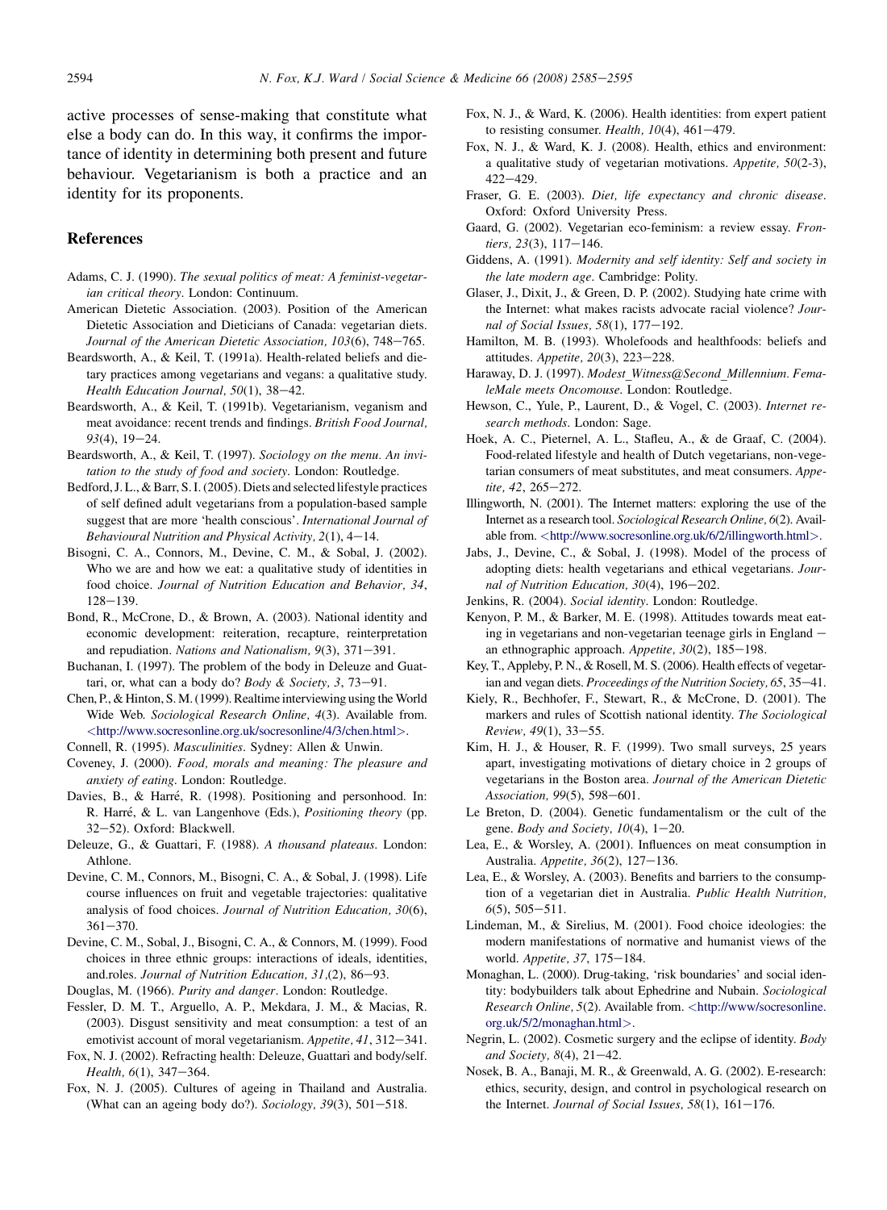active processes of sense-making that constitute what else a body can do. In this way, it confirms the importance of identity in determining both present and future behaviour. Vegetarianism is both a practice and an identity for its proponents.

## References

Adams, C. J. (1990). *The sexual politics of meat: A feminist-vegetarian critical theory*. London: Continuum.

American Dietetic Association. (2003). Position of the American Dietetic Association and Dieticians of Canada: vegetarian diets. *Journal of the American Dietetic Association, 103*(6), 748–765.

Beardsworth, A., & Keil, T. (1991a). Health-related beliefs and dietary practices among vegetarians and vegans: a qualitative study. *Health Education Journal, 50*(1), 38–42.

Beardsworth, A., & Keil, T. (1991b). Vegetarianism, veganism and meat avoidance: recent trends and findings. *British Food Journal, 93*(4), 19–24.

Beardsworth, A., & Keil, T. (1997). *Sociology on the menu. An invitation to the study of food and society*. London: Routledge.

Bedford, J. L., & Barr, S. I. (2005). Diets and selected lifestyle practices of self defined adult vegetarians from a population-based sample suggest that are more 'health conscious'. *International Journal of Behavioural Nutrition and Physical Activity, 2*(1), 4–14.

Bisogni, C. A., Connors, M., Devine, C. M., & Sobal, J. (2002). Who we are and how we eat: a qualitative study of identities in food choice. *Journal of Nutrition Education and Behavior, 34*, 128–139.

Bond, R., McCrone, D., & Brown, A. (2003). National identity and economic development: reiteration, recapture, reinterpretation and repudiation. *Nations and Nationalism, 9*(3), 371–391.

Buchanan, I. (1997). The problem of the body in Deleuze and Guattari, or, what can a body do? *Body & Society, 3*, 73–91.

Chen, P., & Hinton, S. M. (1999). Realtime interviewing using the World Wide Web. *Sociological Research Online, 4*(3). Available from. <http://www.socresonline.org.uk/socresonline/4/3/chen.html>.

Connell, R. (1995). *Masculinities*. Sydney: Allen & Unwin.

Coveney, J. (2000). *Food, morals and meaning: The pleasure and anxiety of eating*. London: Routledge.

Davies, B., & Harré, R. (1998). Positioning and personhood. In: R. Harré, & L. van Langenhove (Eds.), *Positioning theory* (pp. 32–52). Oxford: Blackwell.

Deleuze, G., & Guattari, F. (1988). *A thousand plateaus*. London: Athlone.

Devine, C. M., Connors, M., Bisogni, C. A., & Sobal, J. (1998). Life course influences on fruit and vegetable trajectories: qualitative analysis of food choices. *Journal of Nutrition Education, 30*(6), 361–370.

Devine, C. M., Sobal, J., Bisogni, C. A., & Connors, M. (1999). Food choices in three ethnic groups: interactions of ideals, identities, and.roles. *Journal of Nutrition Education, 31*,(2), 86–93.

Douglas, M. (1966). *Purity and danger*. London: Routledge.

Fessler, D. M. T., Arguello, A. P., Mekdara, J. M., & Macias, R. (2003). Disgust sensitivity and meat consumption: a test of an emotivist account of moral vegetarianism. *Appetite, 41*, 312–341.

Fox, N. J. (2002). Refracting health: Deleuze, Guattari and body/self. *Health, 6*(1), 347–364.

Fox, N. J. (2005). Cultures of ageing in Thailand and Australia. (What can an ageing body do?). *Sociology, 39*(3), 501–518.

Fox, N. J., & Ward, K. (2006). Health identities: from expert patient to resisting consumer. *Health, 10*(4), 461–479.

Fox, N. J., & Ward, K. J. (2008). Health, ethics and environment: a qualitative study of vegetarian motivations. *Appetite, 50*(2-3), 422–429.

Fraser, G. E. (2003). *Diet, life expectancy and chronic disease*. Oxford: Oxford University Press.

Gaard, G. (2002). Vegetarian eco-feminism: a review essay. *Frontiers, 23*(3), 117–146.

Giddens, A. (1991). *Modernity and self identity: Self and society in the late modern age*. Cambridge: Polity.

Glaser, J., Dixit, J., & Green, D. P. (2002). Studying hate crime with the Internet: what makes racists advocate racial violence? *Journal of Social Issues, 58*(1), 177–192.

Hamilton, M. B. (1993). Wholefoods and healthfoods: beliefs and attitudes. *Appetite, 20*(3), 223–228.

Haraway, D. J. (1997). *Modest_Witness@Second_Millennium. FemaleMale meets Oncomouse*. London: Routledge.

Hewson, C., Yule, P., Laurent, D., & Vogel, C. (2003). *Internet research methods*. London: Sage.

Hoek, A. C., Pieternel, A. L., Stafleu, A., & de Graaf, C. (2004). Food-related lifestyle and health of Dutch vegetarians, non-vegetarian consumers of meat substitutes, and meat consumers. *Appetite, 42*, 265–272.

Illingworth, N. (2001). The Internet matters: exploring the use of the Internet as a research tool. *Sociological Research Online, 6*(2). Available from. <http://www.socresonline.org.uk/6/2/illingworth.html>.

Jabs, J., Devine, C., & Sobal, J. (1998). Model of the process of adopting diets: health vegetarians and ethical vegetarians. *Journal of Nutrition Education, 30*(4), 196–202.

Jenkins, R. (2004). *Social identity*. London: Routledge.

Kenyon, P. M., & Barker, M. E. (1998). Attitudes towards meat eating in vegetarians and non-vegetarian teenage girls in England – an ethnographic approach. *Appetite, 30*(2), 185–198.

Key, T., Appleby, P. N., & Rosell, M. S. (2006). Health effects of vegetarian and vegan diets. *Proceedings of the Nutrition Society, 65*, 35–41.

Kiely, R., Bechhofer, F., Stewart, R., & McCrone, D. (2001). The markers and rules of Scottish national identity. *The Sociological Review, 49*(1), 33–55.

Kim, H. J., & Houser, R. F. (1999). Two small surveys, 25 years apart, investigating motivations of dietary choice in 2 groups of vegetarians in the Boston area. *Journal of the American Dietetic Association, 99*(5), 598–601.

Le Breton, D. (2004). Genetic fundamentalism or the cult of the gene. *Body and Society, 10*(4), 1–20.

Lea, E., & Worsley, A. (2001). Influences on meat consumption in Australia. *Appetite, 36*(2), 127–136.

Lea, E., & Worsley, A. (2003). Benefits and barriers to the consumption of a vegetarian diet in Australia. *Public Health Nutrition, 6*(5), 505–511.

Lindeman, M., & Sirelius, M. (2001). Food choice ideologies: the modern manifestations of normative and humanist views of the world. *Appetite, 37*, 175–184.

Monaghan, L. (2000). Drug-taking, 'risk boundaries' and social identity: bodybuilders talk about Ephedrine and Nubain. *Sociological Research Online, 5*(2). Available from. <http://www/socresonline.org.uk/5/2/monaghan.html>.

Negrin, L. (2002). Cosmetic surgery and the eclipse of identity. *Body and Society, 8*(4), 21–42.

Nosek, B. A., Banaji, M. R., & Greenwald, A. G. (2002). E-research: ethics, security, design, and control in psychological research on the Internet. *Journal of Social Issues, 58*(1), 161–176.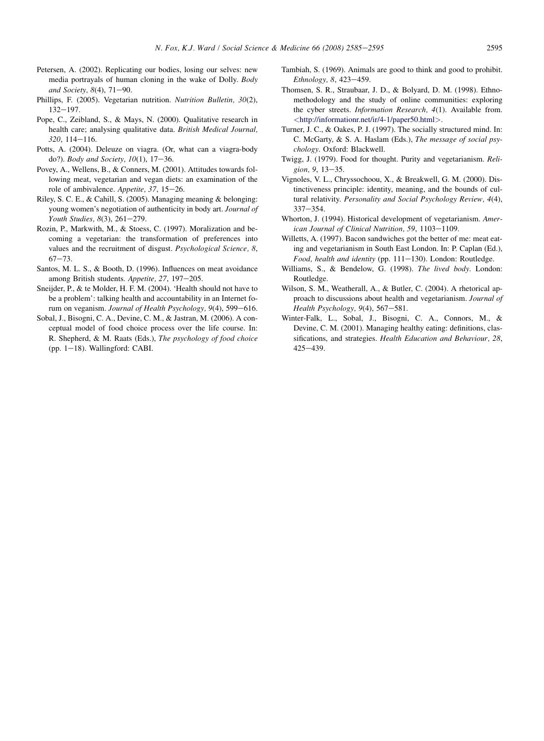Petersen, A. (2002). Replicating our bodies, losing our selves: new media portrayals of human cloning in the wake of Dolly. *Body and Society, 8*(4), 71–90.

Phillips, F. (2005). Vegetarian nutrition. *Nutrition Bulletin, 30*(2), 132–197.

Pope, C., Zeibland, S., & Mays, N. (2000). Qualitative research in health care; analysing qualitative data. *British Medical Journal, 320*, 114–116.

Potts, A. (2004). Deleuze on viagra. (Or, what can a viagra-body do?). *Body and Society, 10*(1), 17–36.

Povey, A., Wellens, B., & Conners, M. (2001). Attitudes towards following meat, vegetarian and vegan diets: an examination of the role of ambivalence. *Appetite, 37*, 15–26.

Riley, S. C. E., & Cahill, S. (2005). Managing meaning & belonging: young women's negotiation of authenticity in body art. *Journal of Youth Studies, 8*(3), 261–279.

Rozin, P., Markwith, M., & Stoess, C. (1997). Moralization and becoming a vegetarian: the transformation of preferences into values and the recruitment of disgust. *Psychological Science, 8*, 67–73.

Santos, M. L. S., & Booth, D. (1996). Influences on meat avoidance among British students. *Appetite, 27*, 197–205.

Sneijder, P., & te Molder, H. F. M. (2004). 'Health should not have to be a problem': talking health and accountability in an Internet forum on veganism. *Journal of Health Psychology, 9*(4), 599–616.

Sobal, J., Bisogni, C. A., Devine, C. M., & Jastran, M. (2006). A conceptual model of food choice process over the life course. In: R. Shepherd, & M. Raats (Eds.), *The psychology of food choice* (pp. 1–18). Wallingford: CABI.

Tambiah, S. (1969). Animals are good to think and good to prohibit. *Ethnology, 8*, 423–459.

Thomsen, S. R., Straubaar, J. D., & Bolyard, D. M. (1998). Ethnomethodology and the study of online communities: exploring the cyber streets. *Information Research, 4*(1). Available from. <http://informationr.net/ir/4-1/paper50.html>.

Turner, J. C., & Oakes, P. J. (1997). The socially structured mind. In: C. McGarty, & S. A. Haslam (Eds.), *The message of social psychology*. Oxford: Blackwell.

Twigg, J. (1979). Food for thought. Purity and vegetarianism. *Religion, 9*, 13–35.

Vignoles, V. L., Chryssochoou, X., & Breakwell, G. M. (2000). Distinctiveness principle: identity, meaning, and the bounds of cultural relativity. *Personality and Social Psychology Review, 4*(4), 337–354.

Whorton, J. (1994). Historical development of vegetarianism. *American Journal of Clinical Nutrition, 59*, 1103–1109.

Willetts, A. (1997). Bacon sandwiches got the better of me: meat eating and vegetarianism in South East London. In: P. Caplan (Ed.), *Food, health and identity* (pp. 111–130). London: Routledge.

Williams, S., & Bendelow, G. (1998). *The lived body*. London: Routledge.

Wilson, S. M., Weatherall, A., & Butler, C. (2004). A rhetorical approach to discussions about health and vegetarianism. *Journal of Health Psychology, 9*(4), 567–581.

Winter-Falk, L., Sobal, J., Bisogni, C. A., Connors, M., & Devine, C. M. (2001). Managing healthy eating: definitions, classifications, and strategies. *Health Education and Behaviour, 28*, 425–439.